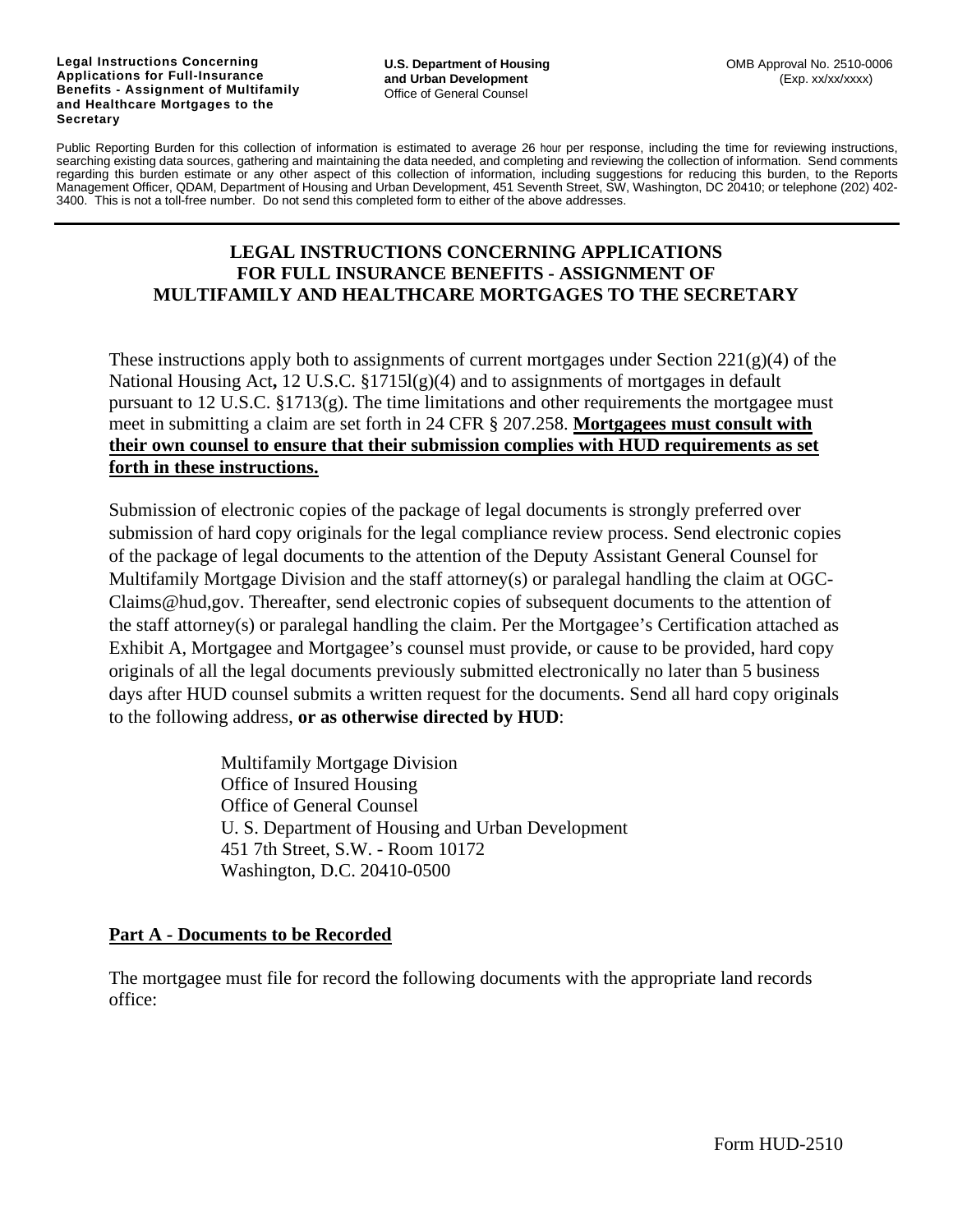**Legal Instructions Concerning Applications for Full-Insurance Benefits - Assignment of Multifamily and Healthcare Mortgages to the Secretary**

**U.S. Department of Housing and Urban Development**
Office of General Counsel

OMB Approval No. 2510-0006
(Exp. xx/xx/xxxx)

Public Reporting Burden for this collection of information is estimated to average 26 hour per response, including the time for reviewing instructions, searching existing data sources, gathering and maintaining the data needed, and completing and reviewing the collection of information. Send comments regarding this burden estimate or any other aspect of this collection of information, including suggestions for reducing this burden, to the Reports Management Officer, QDAM, Department of Housing and Urban Development, 451 Seventh Street, SW, Washington, DC 20410; or telephone (202) 402-3400. This is not a toll-free number. Do not send this completed form to either of the above addresses.

---

# LEGAL INSTRUCTIONS CONCERNING APPLICATIONS FOR FULL INSURANCE BENEFITS - ASSIGNMENT OF MULTIFAMILY AND HEALTHCARE MORTGAGES TO THE SECRETARY

These instructions apply both to assignments of current mortgages under Section 221(g)(4) of the National Housing Act**,** 12 U.S.C. §1715l(g)(4) and to assignments of mortgages in default pursuant to 12 U.S.C. §1713(g). The time limitations and other requirements the mortgagee must meet in submitting a claim are set forth in 24 CFR § 207.258. **Mortgagees must consult with their own counsel to ensure that their submission complies with HUD requirements as set forth in these instructions.**

Submission of electronic copies of the package of legal documents is strongly preferred over submission of hard copy originals for the legal compliance review process. Send electronic copies of the package of legal documents to the attention of the Deputy Assistant General Counsel for Multifamily Mortgage Division and the staff attorney(s) or paralegal handling the claim at OGC-Claims@hud,gov. Thereafter, send electronic copies of subsequent documents to the attention of the staff attorney(s) or paralegal handling the claim. Per the Mortgagee's Certification attached as Exhibit A, Mortgagee and Mortgagee's counsel must provide, or cause to be provided, hard copy originals of all the legal documents previously submitted electronically no later than 5 business days after HUD counsel submits a written request for the documents. Send all hard copy originals to the following address, **or as otherwise directed by HUD**:

Multifamily Mortgage Division
Office of Insured Housing
Office of General Counsel
U. S. Department of Housing and Urban Development
451 7th Street, S.W. - Room 10172
Washington, D.C. 20410-0500

## Part A - Documents to be Recorded

The mortgagee must file for record the following documents with the appropriate land records office:

Form HUD-2510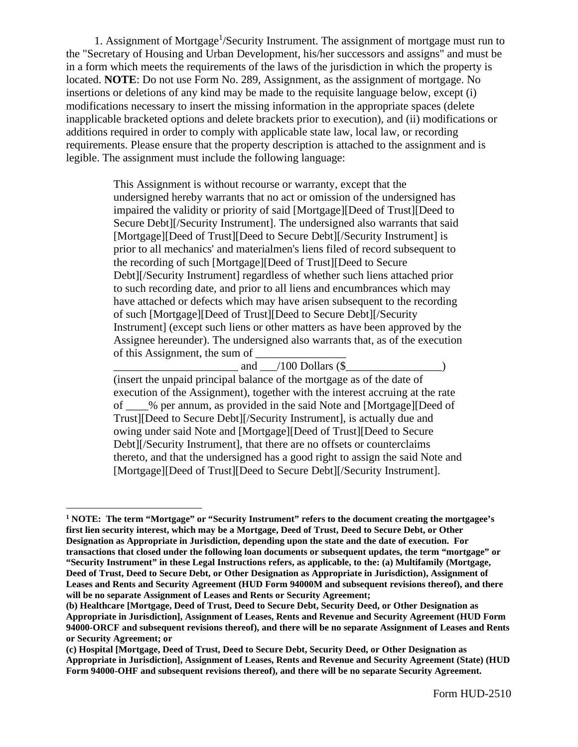1. Assignment of Mortgage[1]/Security Instrument. The assignment of mortgage must run to the "Secretary of Housing and Urban Development, his/her successors and assigns" and must be in a form which meets the requirements of the laws of the jurisdiction in which the property is located. **NOTE**: Do not use Form No. 289, Assignment, as the assignment of mortgage. No insertions or deletions of any kind may be made to the requisite language below, except (i) modifications necessary to insert the missing information in the appropriate spaces (delete inapplicable bracketed options and delete brackets prior to execution), and (ii) modifications or additions required in order to comply with applicable state law, local law, or recording requirements. Please ensure that the property description is attached to the assignment and is legible. The assignment must include the following language:

> This Assignment is without recourse or warranty, except that the undersigned hereby warrants that no act or omission of the undersigned has impaired the validity or priority of said [Mortgage][Deed of Trust][Deed to Secure Debt][/Security Instrument]. The undersigned also warrants that said [Mortgage][Deed of Trust][Deed to Secure Debt][/Security Instrument] is prior to all mechanics' and materialmen's liens filed of record subsequent to the recording of such [Mortgage][Deed of Trust][Deed to Secure Debt][/Security Instrument] regardless of whether such liens attached prior to such recording date, and prior to all liens and encumbrances which may have attached or defects which may have arisen subsequent to the recording of such [Mortgage][Deed of Trust][Deed to Secure Debt][/Security Instrument] (except such liens or other matters as have been approved by the Assignee hereunder). The undersigned also warrants that, as of the execution of this Assignment, the sum of ________________ ______________________ and ___/100 Dollars ($_________________) (insert the unpaid principal balance of the mortgage as of the date of execution of the Assignment), together with the interest accruing at the rate of ____% per annum, as provided in the said Note and [Mortgage][Deed of Trust][Deed to Secure Debt][/Security Instrument], is actually due and owing under said Note and [Mortgage][Deed of Trust][Deed to Secure Debt][/Security Instrument], that there are no offsets or counterclaims thereto, and that the undersigned has a good right to assign the said Note and [Mortgage][Deed of Trust][Deed to Secure Debt][/Security Instrument].

---

**[1] NOTE: The term "Mortgage" or "Security Instrument" refers to the document creating the mortgagee's first lien security interest, which may be a Mortgage, Deed of Trust, Deed to Secure Debt, or Other Designation as Appropriate in Jurisdiction, depending upon the state and the date of execution. For transactions that closed under the following loan documents or subsequent updates, the term "mortgage" or "Security Instrument" in these Legal Instructions refers, as applicable, to the: (a) Multifamily (Mortgage, Deed of Trust, Deed to Secure Debt, or Other Designation as Appropriate in Jurisdiction), Assignment of Leases and Rents and Security Agreement (HUD Form 94000M and subsequent revisions thereof), and there will be no separate Assignment of Leases and Rents or Security Agreement;**

**(b) Healthcare [Mortgage, Deed of Trust, Deed to Secure Debt, Security Deed, or Other Designation as Appropriate in Jurisdiction], Assignment of Leases, Rents and Revenue and Security Agreement (HUD Form 94000-ORCF and subsequent revisions thereof), and there will be no separate Assignment of Leases and Rents or Security Agreement; or**

**(c) Hospital [Mortgage, Deed of Trust, Deed to Secure Debt, Security Deed, or Other Designation as Appropriate in Jurisdiction], Assignment of Leases, Rents and Revenue and Security Agreement (State) (HUD Form 94000-OHF and subsequent revisions thereof), and there will be no separate Security Agreement.**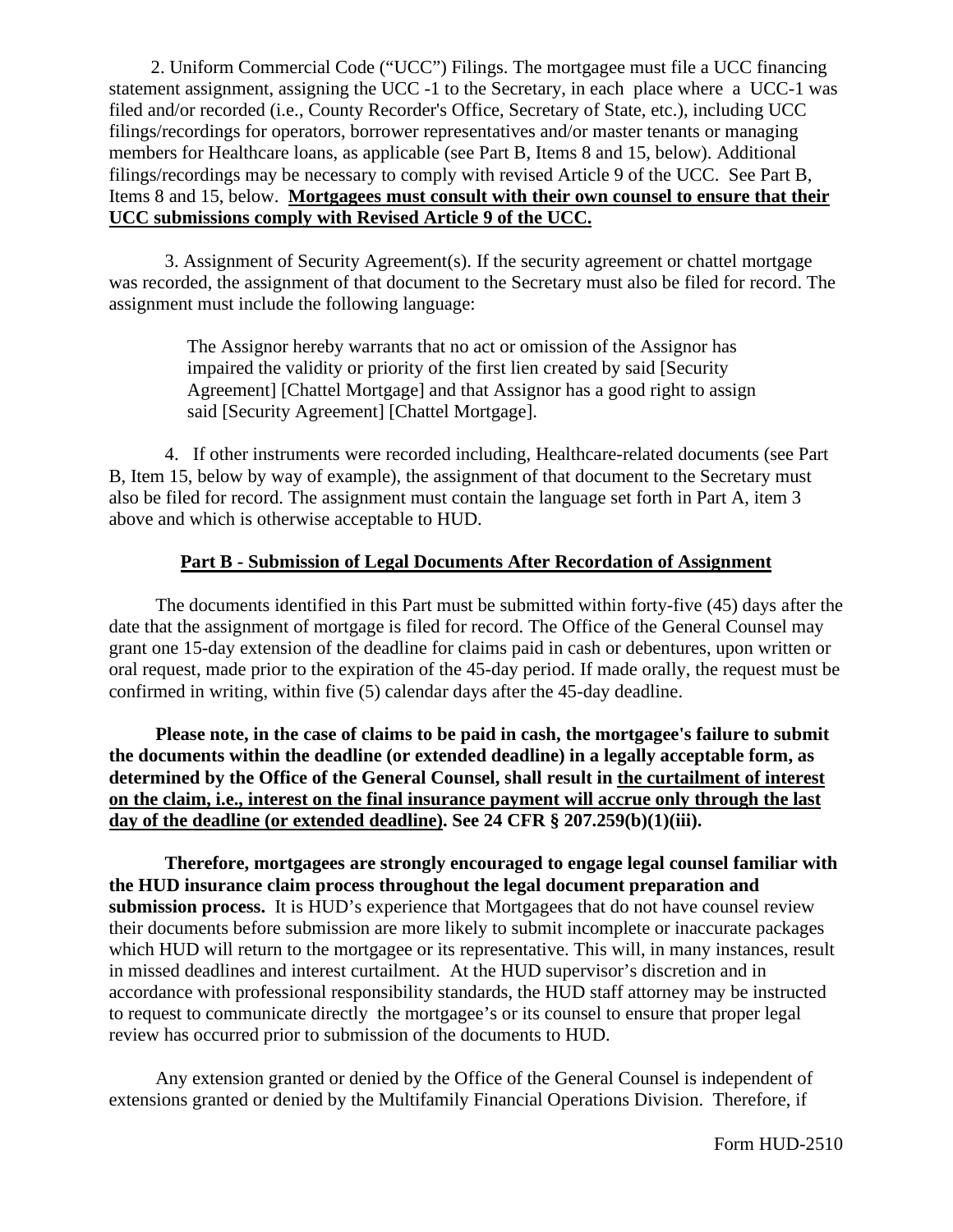2. Uniform Commercial Code ("UCC") Filings. The mortgagee must file a UCC financing statement assignment, assigning the UCC -1 to the Secretary, in each place where a UCC-1 was filed and/or recorded (i.e., County Recorder's Office, Secretary of State, etc.), including UCC filings/recordings for operators, borrower representatives and/or master tenants or managing members for Healthcare loans, as applicable (see Part B, Items 8 and 15, below). Additional filings/recordings may be necessary to comply with revised Article 9 of the UCC. See Part B, Items 8 and 15, below. **Mortgagees must consult with their own counsel to ensure that their UCC submissions comply with Revised Article 9 of the UCC.**

3. Assignment of Security Agreement(s). If the security agreement or chattel mortgage was recorded, the assignment of that document to the Secretary must also be filed for record. The assignment must include the following language:

> The Assignor hereby warrants that no act or omission of the Assignor has impaired the validity or priority of the first lien created by said [Security Agreement] [Chattel Mortgage] and that Assignor has a good right to assign said [Security Agreement] [Chattel Mortgage].

4. If other instruments were recorded including, Healthcare-related documents (see Part B, Item 15, below by way of example), the assignment of that document to the Secretary must also be filed for record. The assignment must contain the language set forth in Part A, item 3 above and which is otherwise acceptable to HUD.

## Part B - Submission of Legal Documents After Recordation of Assignment

The documents identified in this Part must be submitted within forty-five (45) days after the date that the assignment of mortgage is filed for record. The Office of the General Counsel may grant one 15-day extension of the deadline for claims paid in cash or debentures, upon written or oral request, made prior to the expiration of the 45-day period. If made orally, the request must be confirmed in writing, within five (5) calendar days after the 45-day deadline.

**Please note, in the case of claims to be paid in cash, the mortgagee's failure to submit the documents within the deadline (or extended deadline) in a legally acceptable form, as determined by the Office of the General Counsel, shall result in the curtailment of interest on the claim, i.e., interest on the final insurance payment will accrue only through the last day of the deadline (or extended deadline). See 24 CFR § 207.259(b)(1)(iii).**

**Therefore, mortgagees are strongly encouraged to engage legal counsel familiar with the HUD insurance claim process throughout the legal document preparation and submission process.** It is HUD's experience that Mortgagees that do not have counsel review their documents before submission are more likely to submit incomplete or inaccurate packages which HUD will return to the mortgagee or its representative. This will, in many instances, result in missed deadlines and interest curtailment. At the HUD supervisor's discretion and in accordance with professional responsibility standards, the HUD staff attorney may be instructed to request to communicate directly the mortgagee's or its counsel to ensure that proper legal review has occurred prior to submission of the documents to HUD.

Any extension granted or denied by the Office of the General Counsel is independent of extensions granted or denied by the Multifamily Financial Operations Division. Therefore, if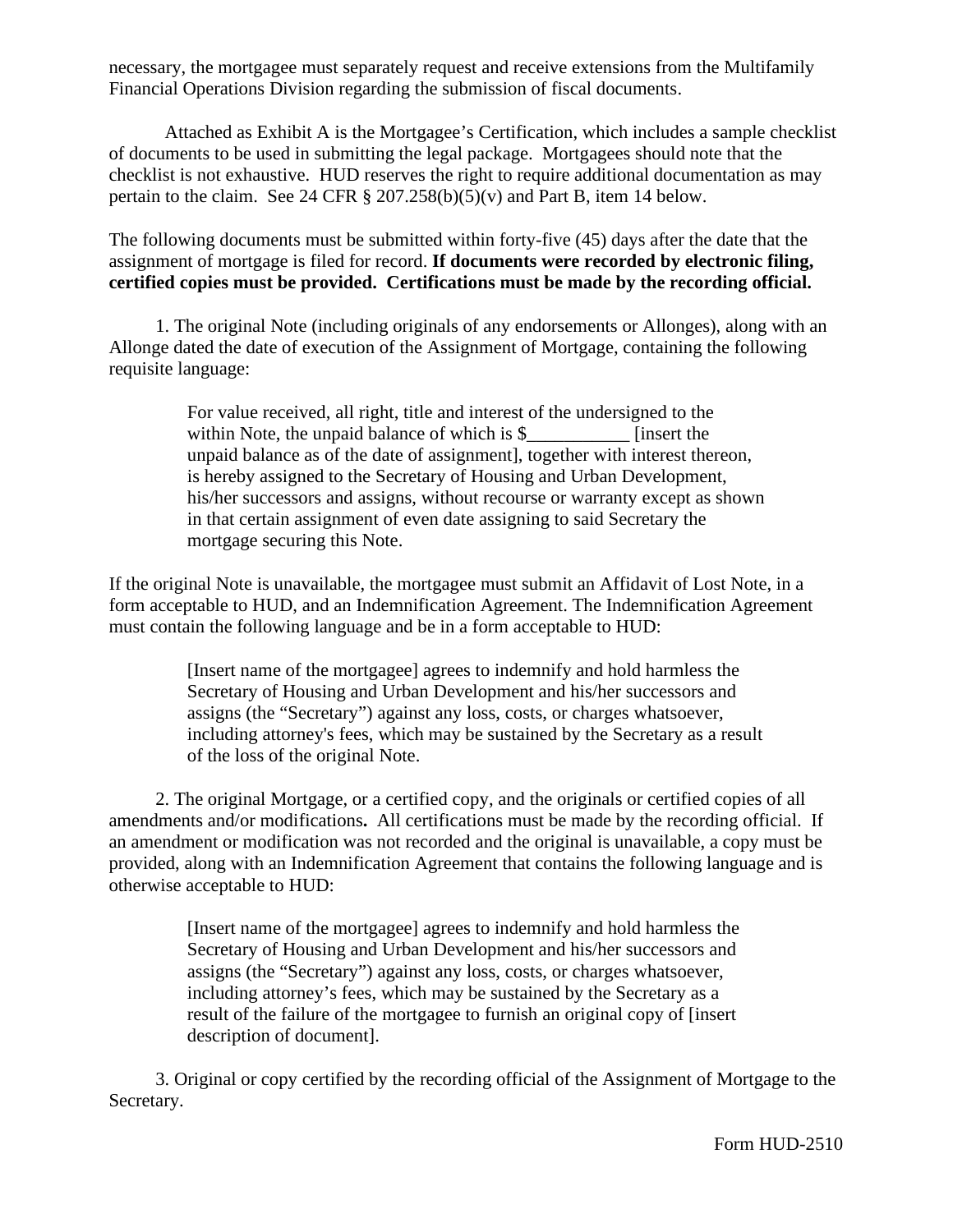necessary, the mortgagee must separately request and receive extensions from the Multifamily Financial Operations Division regarding the submission of fiscal documents.

Attached as Exhibit A is the Mortgagee's Certification, which includes a sample checklist of documents to be used in submitting the legal package. Mortgagees should note that the checklist is not exhaustive. HUD reserves the right to require additional documentation as may pertain to the claim. See 24 CFR § 207.258(b)(5)(v) and Part B, item 14 below.

The following documents must be submitted within forty-five (45) days after the date that the assignment of mortgage is filed for record. **If documents were recorded by electronic filing, certified copies must be provided. Certifications must be made by the recording official.**

1. The original Note (including originals of any endorsements or Allonges), along with an Allonge dated the date of execution of the Assignment of Mortgage, containing the following requisite language:

> For value received, all right, title and interest of the undersigned to the within Note, the unpaid balance of which is $___________ [insert the unpaid balance as of the date of assignment], together with interest thereon, is hereby assigned to the Secretary of Housing and Urban Development, his/her successors and assigns, without recourse or warranty except as shown in that certain assignment of even date assigning to said Secretary the mortgage securing this Note.

If the original Note is unavailable, the mortgagee must submit an Affidavit of Lost Note, in a form acceptable to HUD, and an Indemnification Agreement. The Indemnification Agreement must contain the following language and be in a form acceptable to HUD:

> [Insert name of the mortgagee] agrees to indemnify and hold harmless the Secretary of Housing and Urban Development and his/her successors and assigns (the "Secretary") against any loss, costs, or charges whatsoever, including attorney's fees, which may be sustained by the Secretary as a result of the loss of the original Note.

2. The original Mortgage, or a certified copy, and the originals or certified copies of all amendments and/or modifications**.** All certifications must be made by the recording official. If an amendment or modification was not recorded and the original is unavailable, a copy must be provided, along with an Indemnification Agreement that contains the following language and is otherwise acceptable to HUD:

> [Insert name of the mortgagee] agrees to indemnify and hold harmless the Secretary of Housing and Urban Development and his/her successors and assigns (the "Secretary") against any loss, costs, or charges whatsoever, including attorney's fees, which may be sustained by the Secretary as a result of the failure of the mortgagee to furnish an original copy of [insert description of document].

3. Original or copy certified by the recording official of the Assignment of Mortgage to the Secretary.

Form HUD-2510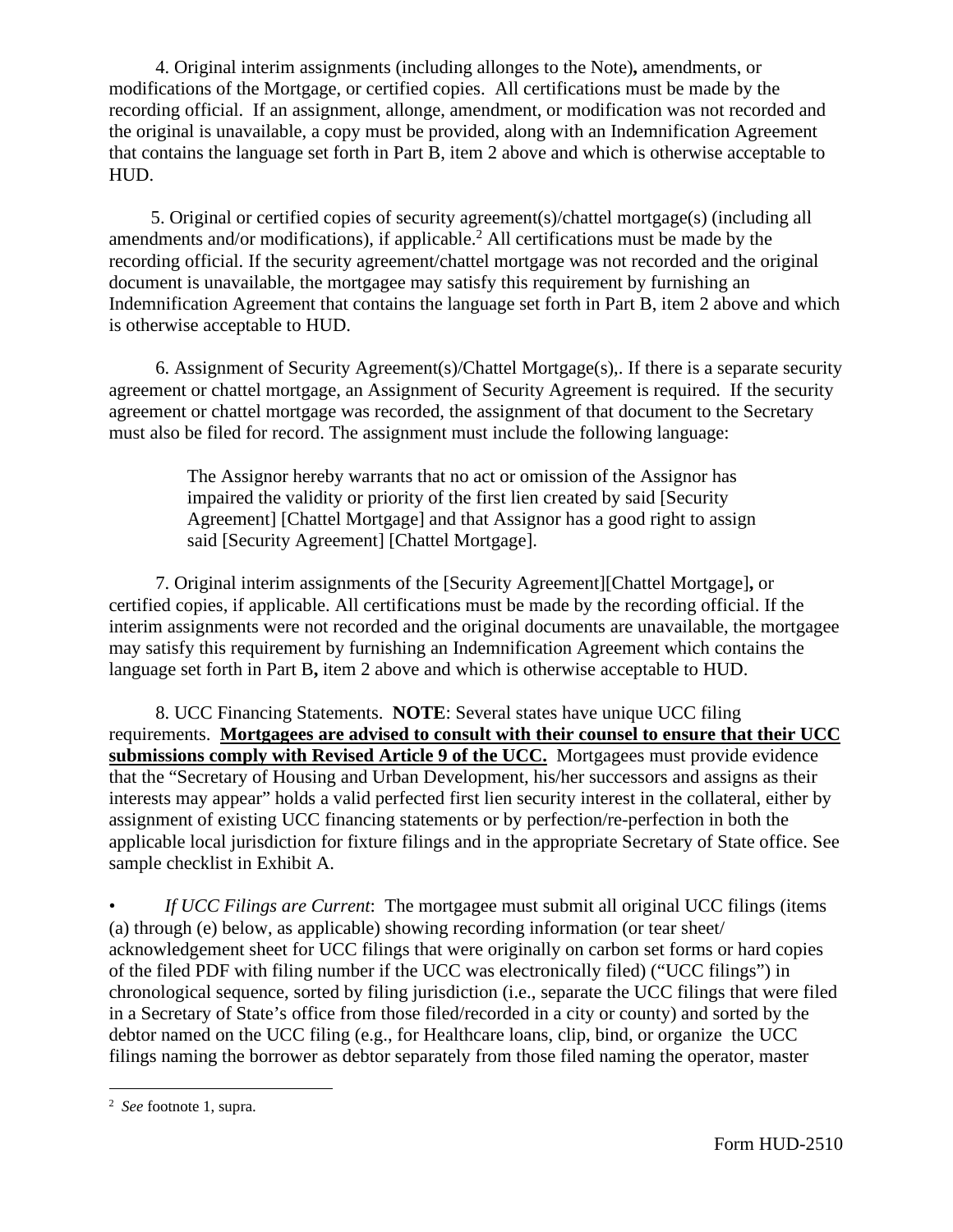4. Original interim assignments (including allonges to the Note)**,** amendments, or modifications of the Mortgage, or certified copies. All certifications must be made by the recording official. If an assignment, allonge, amendment, or modification was not recorded and the original is unavailable, a copy must be provided, along with an Indemnification Agreement that contains the language set forth in Part B, item 2 above and which is otherwise acceptable to HUD.

5. Original or certified copies of security agreement(s)/chattel mortgage(s) (including all amendments and/or modifications), if applicable.[2] All certifications must be made by the recording official. If the security agreement/chattel mortgage was not recorded and the original document is unavailable, the mortgagee may satisfy this requirement by furnishing an Indemnification Agreement that contains the language set forth in Part B, item 2 above and which is otherwise acceptable to HUD.

6. Assignment of Security Agreement(s)/Chattel Mortgage(s),. If there is a separate security agreement or chattel mortgage, an Assignment of Security Agreement is required. If the security agreement or chattel mortgage was recorded, the assignment of that document to the Secretary must also be filed for record. The assignment must include the following language:

> The Assignor hereby warrants that no act or omission of the Assignor has impaired the validity or priority of the first lien created by said [Security Agreement] [Chattel Mortgage] and that Assignor has a good right to assign said [Security Agreement] [Chattel Mortgage].

7. Original interim assignments of the [Security Agreement][Chattel Mortgage]**,** or certified copies, if applicable. All certifications must be made by the recording official. If the interim assignments were not recorded and the original documents are unavailable, the mortgagee may satisfy this requirement by furnishing an Indemnification Agreement which contains the language set forth in Part B**,** item 2 above and which is otherwise acceptable to HUD.

8. UCC Financing Statements. **NOTE**: Several states have unique UCC filing requirements. **<u>Mortgagees are advised to consult with their counsel to ensure that their UCC submissions comply with Revised Article 9 of the UCC.</u>** Mortgagees must provide evidence that the "Secretary of Housing and Urban Development, his/her successors and assigns as their interests may appear" holds a valid perfected first lien security interest in the collateral, either by assignment of existing UCC financing statements or by perfection/re-perfection in both the applicable local jurisdiction for fixture filings and in the appropriate Secretary of State office. See sample checklist in Exhibit A.

- *If UCC Filings are Current*: The mortgagee must submit all original UCC filings (items (a) through (e) below, as applicable) showing recording information (or tear sheet/ acknowledgement sheet for UCC filings that were originally on carbon set forms or hard copies of the filed PDF with filing number if the UCC was electronically filed) ("UCC filings") in chronological sequence, sorted by filing jurisdiction (i.e., separate the UCC filings that were filed in a Secretary of State's office from those filed/recorded in a city or county) and sorted by the debtor named on the UCC filing (e.g., for Healthcare loans, clip, bind, or organize the UCC filings naming the borrower as debtor separately from those filed naming the operator, master

---

[2] *See* footnote 1, supra.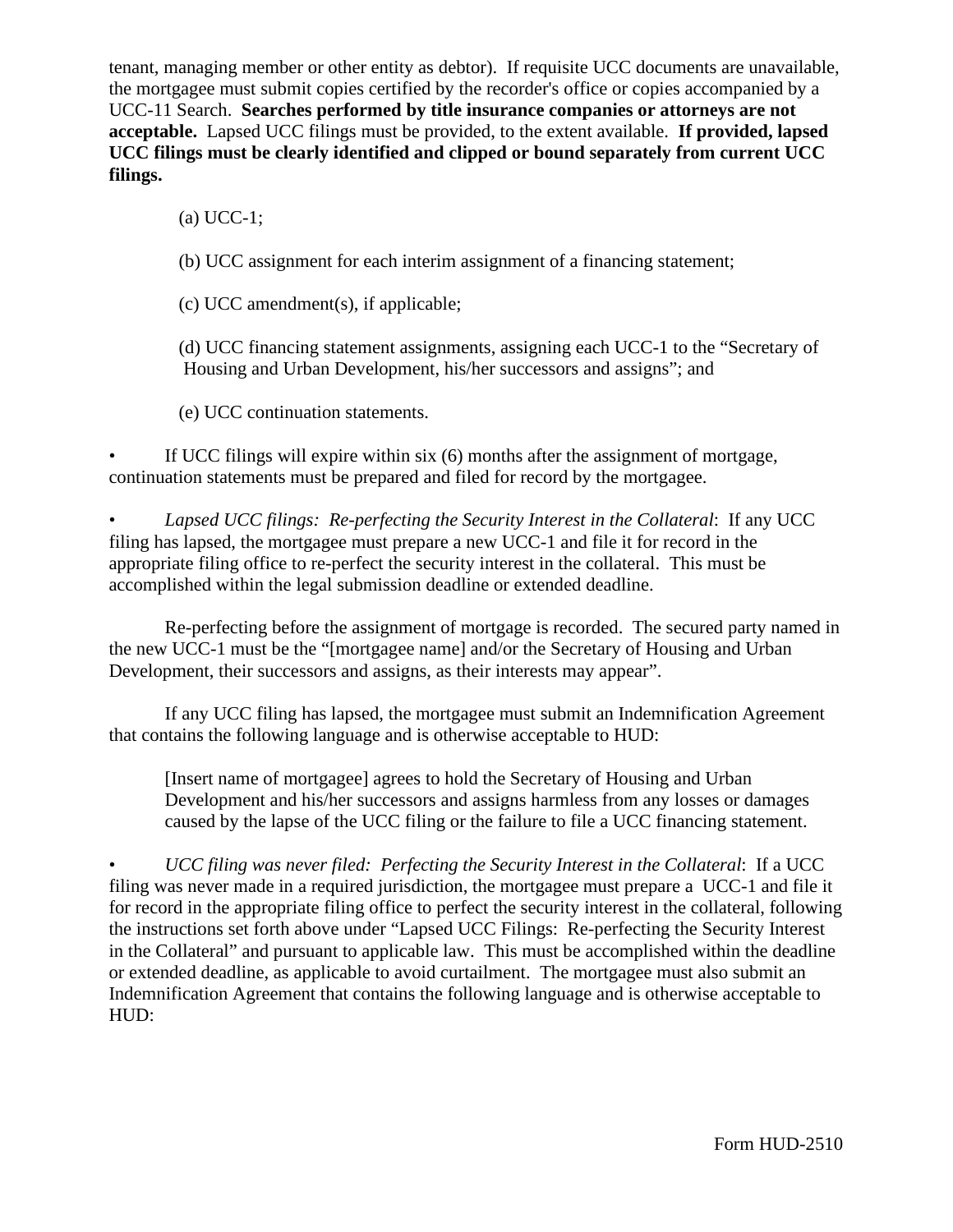tenant, managing member or other entity as debtor). If requisite UCC documents are unavailable, the mortgagee must submit copies certified by the recorder's office or copies accompanied by a UCC-11 Search. **Searches performed by title insurance companies or attorneys are not acceptable.** Lapsed UCC filings must be provided, to the extent available. **If provided, lapsed UCC filings must be clearly identified and clipped or bound separately from current UCC filings.**

(a) UCC-1;

(b) UCC assignment for each interim assignment of a financing statement;

(c) UCC amendment(s), if applicable;

(d) UCC financing statement assignments, assigning each UCC-1 to the "Secretary of Housing and Urban Development, his/her successors and assigns"; and

(e) UCC continuation statements.

- If UCC filings will expire within six (6) months after the assignment of mortgage, continuation statements must be prepared and filed for record by the mortgagee.

- *Lapsed UCC filings: Re-perfecting the Security Interest in the Collateral*: If any UCC filing has lapsed, the mortgagee must prepare a new UCC-1 and file it for record in the appropriate filing office to re-perfect the security interest in the collateral. This must be accomplished within the legal submission deadline or extended deadline.

Re-perfecting before the assignment of mortgage is recorded. The secured party named in the new UCC-1 must be the "[mortgagee name] and/or the Secretary of Housing and Urban Development, their successors and assigns, as their interests may appear".

If any UCC filing has lapsed, the mortgagee must submit an Indemnification Agreement that contains the following language and is otherwise acceptable to HUD:

> [Insert name of mortgagee] agrees to hold the Secretary of Housing and Urban Development and his/her successors and assigns harmless from any losses or damages caused by the lapse of the UCC filing or the failure to file a UCC financing statement.

- *UCC filing was never filed: Perfecting the Security Interest in the Collateral*: If a UCC filing was never made in a required jurisdiction, the mortgagee must prepare a UCC-1 and file it for record in the appropriate filing office to perfect the security interest in the collateral, following the instructions set forth above under "Lapsed UCC Filings: Re-perfecting the Security Interest in the Collateral" and pursuant to applicable law. This must be accomplished within the deadline or extended deadline, as applicable to avoid curtailment. The mortgagee must also submit an Indemnification Agreement that contains the following language and is otherwise acceptable to HUD: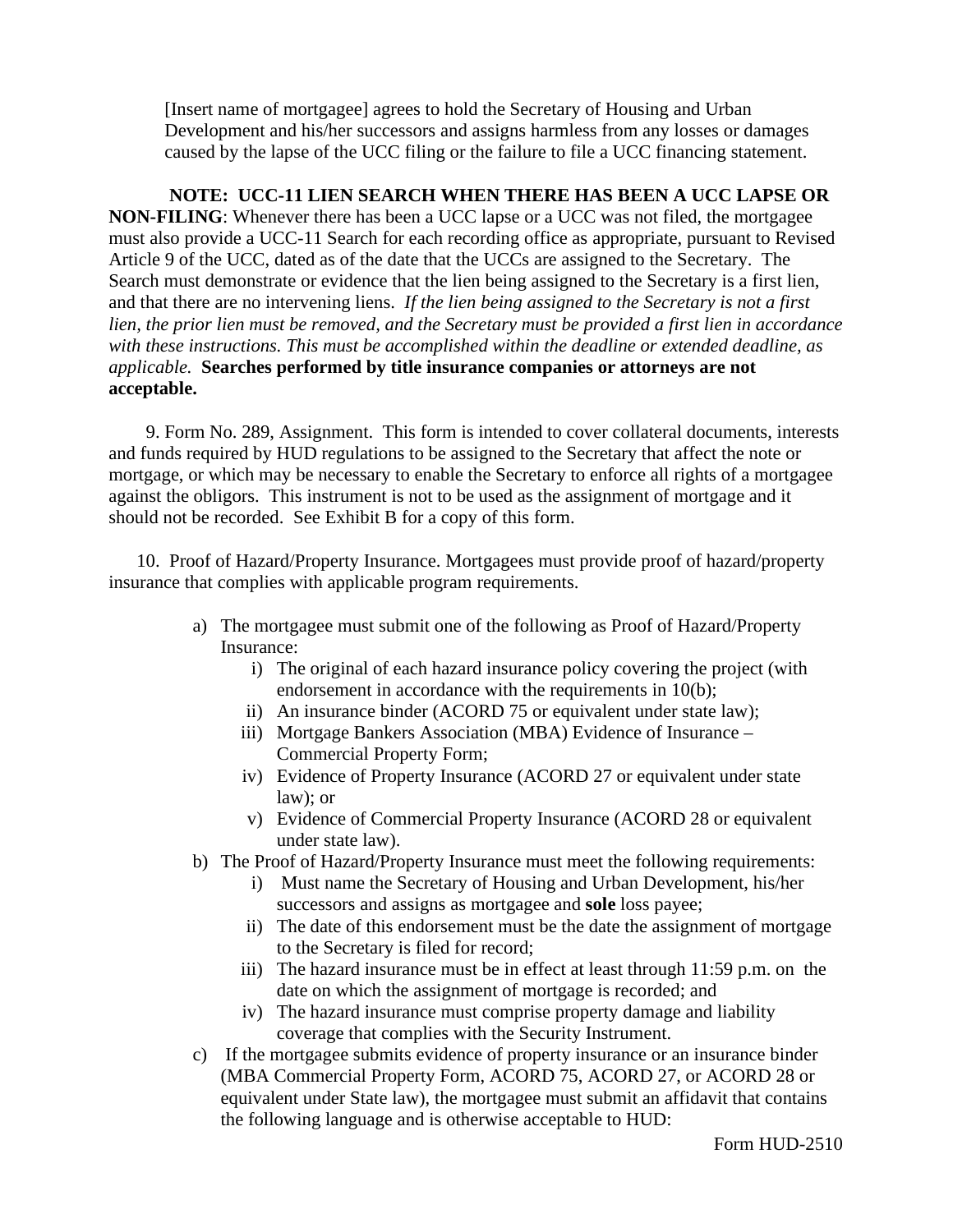[Insert name of mortgagee] agrees to hold the Secretary of Housing and Urban Development and his/her successors and assigns harmless from any losses or damages caused by the lapse of the UCC filing or the failure to file a UCC financing statement.

**NOTE: UCC-11 LIEN SEARCH WHEN THERE HAS BEEN A UCC LAPSE OR NON-FILING**: Whenever there has been a UCC lapse or a UCC was not filed, the mortgagee must also provide a UCC-11 Search for each recording office as appropriate, pursuant to Revised Article 9 of the UCC, dated as of the date that the UCCs are assigned to the Secretary. The Search must demonstrate or evidence that the lien being assigned to the Secretary is a first lien, and that there are no intervening liens. *If the lien being assigned to the Secretary is not a first lien, the prior lien must be removed, and the Secretary must be provided a first lien in accordance with these instructions. This must be accomplished within the deadline or extended deadline, as applicable.* **Searches performed by title insurance companies or attorneys are not acceptable.**

9. Form No. 289, Assignment. This form is intended to cover collateral documents, interests and funds required by HUD regulations to be assigned to the Secretary that affect the note or mortgage, or which may be necessary to enable the Secretary to enforce all rights of a mortgagee against the obligors. This instrument is not to be used as the assignment of mortgage and it should not be recorded. See Exhibit B for a copy of this form.

10. Proof of Hazard/Property Insurance. Mortgagees must provide proof of hazard/property insurance that complies with applicable program requirements.

a) The mortgagee must submit one of the following as Proof of Hazard/Property Insurance:
   i) The original of each hazard insurance policy covering the project (with endorsement in accordance with the requirements in 10(b);
   ii) An insurance binder (ACORD 75 or equivalent under state law);
   iii) Mortgage Bankers Association (MBA) Evidence of Insurance – Commercial Property Form;
   iv) Evidence of Property Insurance (ACORD 27 or equivalent under state law); or
   v) Evidence of Commercial Property Insurance (ACORD 28 or equivalent under state law).
b) The Proof of Hazard/Property Insurance must meet the following requirements:
   i) Must name the Secretary of Housing and Urban Development, his/her successors and assigns as mortgagee and **sole** loss payee;
   ii) The date of this endorsement must be the date the assignment of mortgage to the Secretary is filed for record;
   iii) The hazard insurance must be in effect at least through 11:59 p.m. on the date on which the assignment of mortgage is recorded; and
   iv) The hazard insurance must comprise property damage and liability coverage that complies with the Security Instrument.
c) If the mortgagee submits evidence of property insurance or an insurance binder (MBA Commercial Property Form, ACORD 75, ACORD 27, or ACORD 28 or equivalent under State law), the mortgagee must submit an affidavit that contains the following language and is otherwise acceptable to HUD:

Form HUD-2510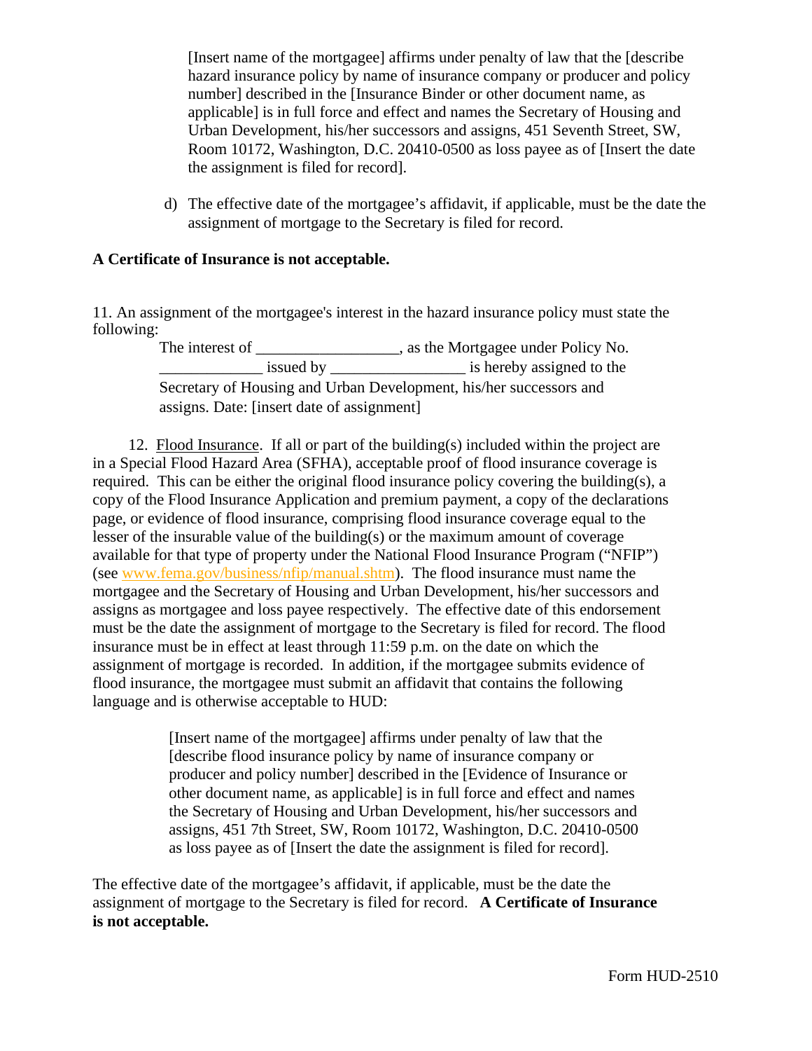[Insert name of the mortgagee] affirms under penalty of law that the [describe hazard insurance policy by name of insurance company or producer and policy number] described in the [Insurance Binder or other document name, as applicable] is in full force and effect and names the Secretary of Housing and Urban Development, his/her successors and assigns, 451 Seventh Street, SW, Room 10172, Washington, D.C. 20410-0500 as loss payee as of [Insert the date the assignment is filed for record].

d) The effective date of the mortgagee's affidavit, if applicable, must be the date the assignment of mortgage to the Secretary is filed for record.

**A Certificate of Insurance is not acceptable.**

11. An assignment of the mortgagee's interest in the hazard insurance policy must state the following:

> The interest of __________________, as the Mortgagee under Policy No. _____________ issued by _________________ is hereby assigned to the Secretary of Housing and Urban Development, his/her successors and assigns. Date: [insert date of assignment]

12. Flood Insurance. If all or part of the building(s) included within the project are in a Special Flood Hazard Area (SFHA), acceptable proof of flood insurance coverage is required. This can be either the original flood insurance policy covering the building(s), a copy of the Flood Insurance Application and premium payment, a copy of the declarations page, or evidence of flood insurance, comprising flood insurance coverage equal to the lesser of the insurable value of the building(s) or the maximum amount of coverage available for that type of property under the National Flood Insurance Program ("NFIP") (see www.fema.gov/business/nfip/manual.shtm). The flood insurance must name the mortgagee and the Secretary of Housing and Urban Development, his/her successors and assigns as mortgagee and loss payee respectively. The effective date of this endorsement must be the date the assignment of mortgage to the Secretary is filed for record. The flood insurance must be in effect at least through 11:59 p.m. on the date on which the assignment of mortgage is recorded. In addition, if the mortgagee submits evidence of flood insurance, the mortgagee must submit an affidavit that contains the following language and is otherwise acceptable to HUD:

> [Insert name of the mortgagee] affirms under penalty of law that the [describe flood insurance policy by name of insurance company or producer and policy number] described in the [Evidence of Insurance or other document name, as applicable] is in full force and effect and names the Secretary of Housing and Urban Development, his/her successors and assigns, 451 7th Street, SW, Room 10172, Washington, D.C. 20410-0500 as loss payee as of [Insert the date the assignment is filed for record].

The effective date of the mortgagee's affidavit, if applicable, must be the date the assignment of mortgage to the Secretary is filed for record. **A Certificate of Insurance is not acceptable.**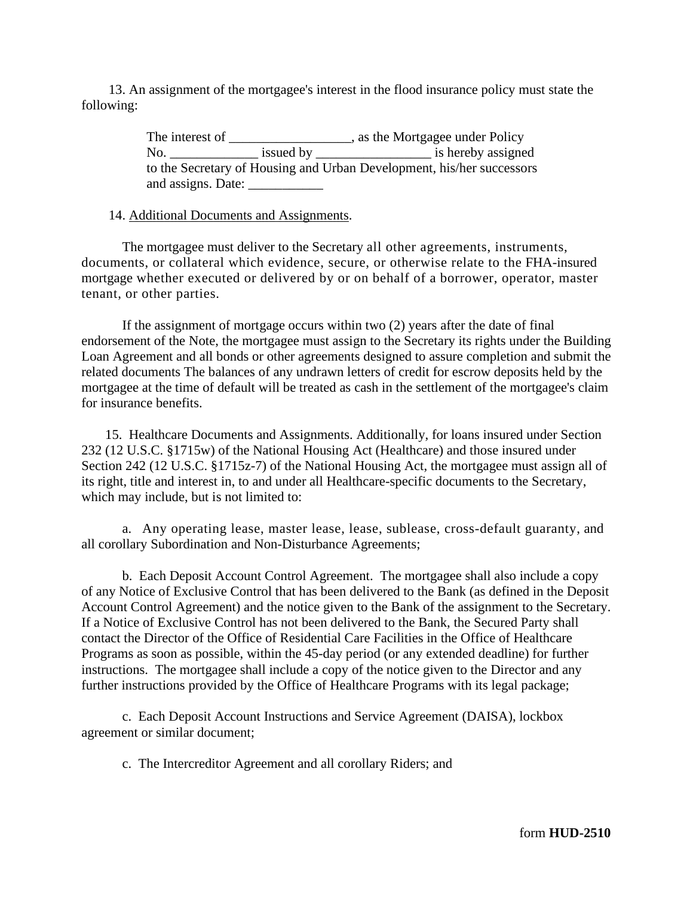13. An assignment of the mortgagee's interest in the flood insurance policy must state the following:

> The interest of __________________, as the Mortgagee under Policy No. _____________ issued by _________________ is hereby assigned to the Secretary of Housing and Urban Development, his/her successors and assigns. Date: ___________

14. Additional Documents and Assignments.

The mortgagee must deliver to the Secretary all other agreements, instruments, documents, or collateral which evidence, secure, or otherwise relate to the FHA-insured mortgage whether executed or delivered by or on behalf of a borrower, operator, master tenant, or other parties.

If the assignment of mortgage occurs within two (2) years after the date of final endorsement of the Note, the mortgagee must assign to the Secretary its rights under the Building Loan Agreement and all bonds or other agreements designed to assure completion and submit the related documents The balances of any undrawn letters of credit for escrow deposits held by the mortgagee at the time of default will be treated as cash in the settlement of the mortgagee's claim for insurance benefits.

15. Healthcare Documents and Assignments. Additionally, for loans insured under Section 232 (12 U.S.C. §1715w) of the National Housing Act (Healthcare) and those insured under Section 242 (12 U.S.C. §1715z-7) of the National Housing Act, the mortgagee must assign all of its right, title and interest in, to and under all Healthcare-specific documents to the Secretary, which may include, but is not limited to:

a. Any operating lease, master lease, lease, sublease, cross-default guaranty, and all corollary Subordination and Non-Disturbance Agreements;

b. Each Deposit Account Control Agreement. The mortgagee shall also include a copy of any Notice of Exclusive Control that has been delivered to the Bank (as defined in the Deposit Account Control Agreement) and the notice given to the Bank of the assignment to the Secretary. If a Notice of Exclusive Control has not been delivered to the Bank, the Secured Party shall contact the Director of the Office of Residential Care Facilities in the Office of Healthcare Programs as soon as possible, within the 45-day period (or any extended deadline) for further instructions. The mortgagee shall include a copy of the notice given to the Director and any further instructions provided by the Office of Healthcare Programs with its legal package;

c. Each Deposit Account Instructions and Service Agreement (DAISA), lockbox agreement or similar document;

c. The Intercreditor Agreement and all corollary Riders; and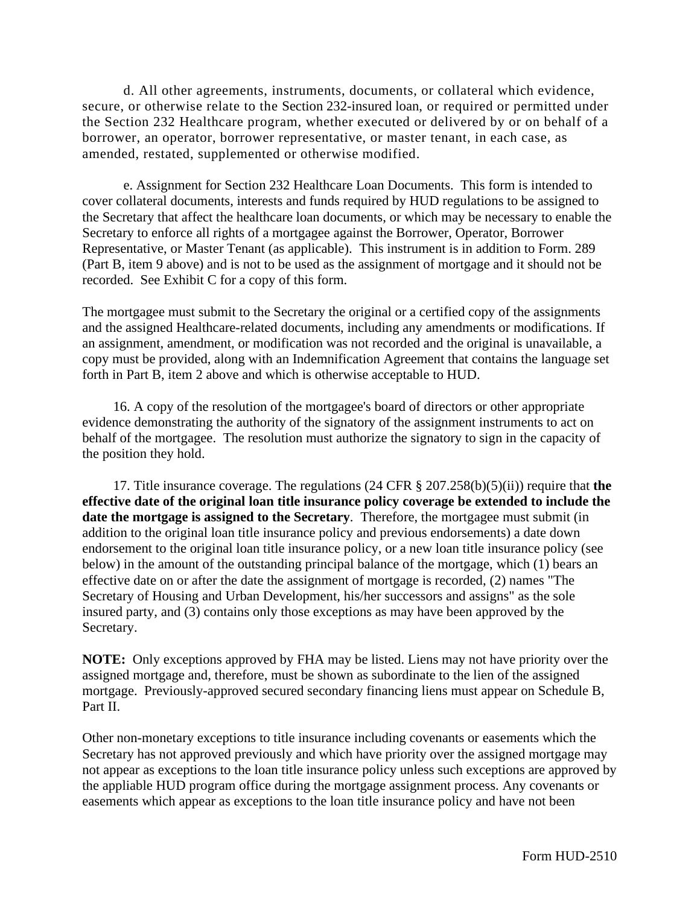d. All other agreements, instruments, documents, or collateral which evidence, secure, or otherwise relate to the Section 232-insured loan, or required or permitted under the Section 232 Healthcare program, whether executed or delivered by or on behalf of a borrower, an operator, borrower representative, or master tenant, in each case, as amended, restated, supplemented or otherwise modified.

e. Assignment for Section 232 Healthcare Loan Documents. This form is intended to cover collateral documents, interests and funds required by HUD regulations to be assigned to the Secretary that affect the healthcare loan documents, or which may be necessary to enable the Secretary to enforce all rights of a mortgagee against the Borrower, Operator, Borrower Representative, or Master Tenant (as applicable). This instrument is in addition to Form. 289 (Part B, item 9 above) and is not to be used as the assignment of mortgage and it should not be recorded. See Exhibit C for a copy of this form.

The mortgagee must submit to the Secretary the original or a certified copy of the assignments and the assigned Healthcare-related documents, including any amendments or modifications. If an assignment, amendment, or modification was not recorded and the original is unavailable, a copy must be provided, along with an Indemnification Agreement that contains the language set forth in Part B, item 2 above and which is otherwise acceptable to HUD.

16. A copy of the resolution of the mortgagee's board of directors or other appropriate evidence demonstrating the authority of the signatory of the assignment instruments to act on behalf of the mortgagee. The resolution must authorize the signatory to sign in the capacity of the position they hold.

17. Title insurance coverage. The regulations (24 CFR § 207.258(b)(5)(ii)) require that **the effective date of the original loan title insurance policy coverage be extended to include the date the mortgage is assigned to the Secretary**. Therefore, the mortgagee must submit (in addition to the original loan title insurance policy and previous endorsements) a date down endorsement to the original loan title insurance policy, or a new loan title insurance policy (see below) in the amount of the outstanding principal balance of the mortgage, which (1) bears an effective date on or after the date the assignment of mortgage is recorded, (2) names "The Secretary of Housing and Urban Development, his/her successors and assigns" as the sole insured party, and (3) contains only those exceptions as may have been approved by the Secretary.

**NOTE:** Only exceptions approved by FHA may be listed. Liens may not have priority over the assigned mortgage and, therefore, must be shown as subordinate to the lien of the assigned mortgage. Previously-approved secured secondary financing liens must appear on Schedule B, Part II.

Other non-monetary exceptions to title insurance including covenants or easements which the Secretary has not approved previously and which have priority over the assigned mortgage may not appear as exceptions to the loan title insurance policy unless such exceptions are approved by the appliable HUD program office during the mortgage assignment process. Any covenants or easements which appear as exceptions to the loan title insurance policy and have not been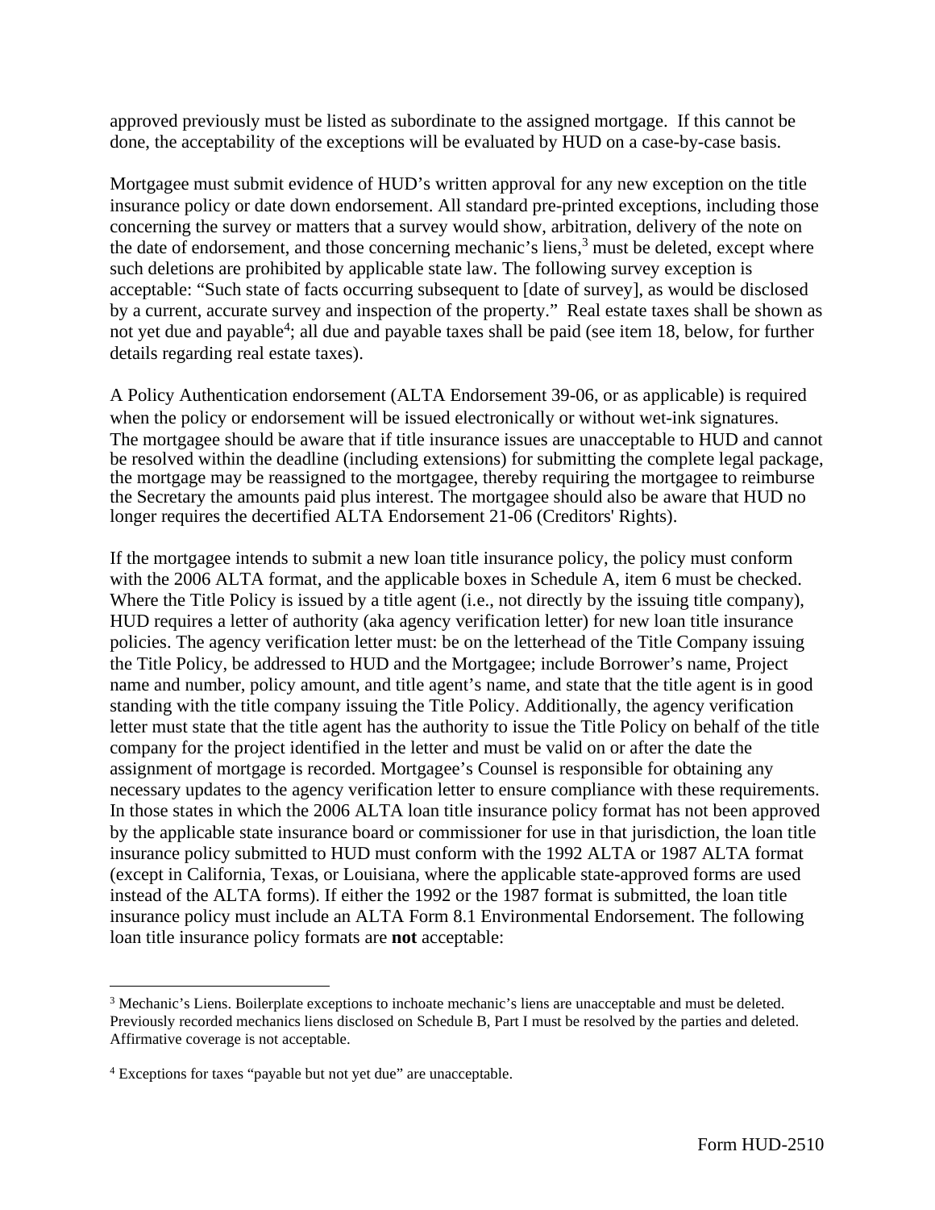approved previously must be listed as subordinate to the assigned mortgage. If this cannot be done, the acceptability of the exceptions will be evaluated by HUD on a case-by-case basis.

Mortgagee must submit evidence of HUD's written approval for any new exception on the title insurance policy or date down endorsement. All standard pre-printed exceptions, including those concerning the survey or matters that a survey would show, arbitration, delivery of the note on the date of endorsement, and those concerning mechanic's liens,[3] must be deleted, except where such deletions are prohibited by applicable state law. The following survey exception is acceptable: "Such state of facts occurring subsequent to [date of survey], as would be disclosed by a current, accurate survey and inspection of the property." Real estate taxes shall be shown as not yet due and payable[4]; all due and payable taxes shall be paid (see item 18, below, for further details regarding real estate taxes).

A Policy Authentication endorsement (ALTA Endorsement 39-06, or as applicable) is required when the policy or endorsement will be issued electronically or without wet-ink signatures. The mortgagee should be aware that if title insurance issues are unacceptable to HUD and cannot be resolved within the deadline (including extensions) for submitting the complete legal package, the mortgage may be reassigned to the mortgagee, thereby requiring the mortgagee to reimburse the Secretary the amounts paid plus interest. The mortgagee should also be aware that HUD no longer requires the decertified ALTA Endorsement 21-06 (Creditors' Rights).

If the mortgagee intends to submit a new loan title insurance policy, the policy must conform with the 2006 ALTA format, and the applicable boxes in Schedule A, item 6 must be checked. Where the Title Policy is issued by a title agent (i.e., not directly by the issuing title company), HUD requires a letter of authority (aka agency verification letter) for new loan title insurance policies. The agency verification letter must: be on the letterhead of the Title Company issuing the Title Policy, be addressed to HUD and the Mortgagee; include Borrower's name, Project name and number, policy amount, and title agent's name, and state that the title agent is in good standing with the title company issuing the Title Policy. Additionally, the agency verification letter must state that the title agent has the authority to issue the Title Policy on behalf of the title company for the project identified in the letter and must be valid on or after the date the assignment of mortgage is recorded. Mortgagee's Counsel is responsible for obtaining any necessary updates to the agency verification letter to ensure compliance with these requirements. In those states in which the 2006 ALTA loan title insurance policy format has not been approved by the applicable state insurance board or commissioner for use in that jurisdiction, the loan title insurance policy submitted to HUD must conform with the 1992 ALTA or 1987 ALTA format (except in California, Texas, or Louisiana, where the applicable state-approved forms are used instead of the ALTA forms). If either the 1992 or the 1987 format is submitted, the loan title insurance policy must include an ALTA Form 8.1 Environmental Endorsement. The following loan title insurance policy formats are **not** acceptable:

---

[3] Mechanic's Liens. Boilerplate exceptions to inchoate mechanic's liens are unacceptable and must be deleted. Previously recorded mechanics liens disclosed on Schedule B, Part I must be resolved by the parties and deleted. Affirmative coverage is not acceptable.

[4] Exceptions for taxes "payable but not yet due" are unacceptable.

Form HUD-2510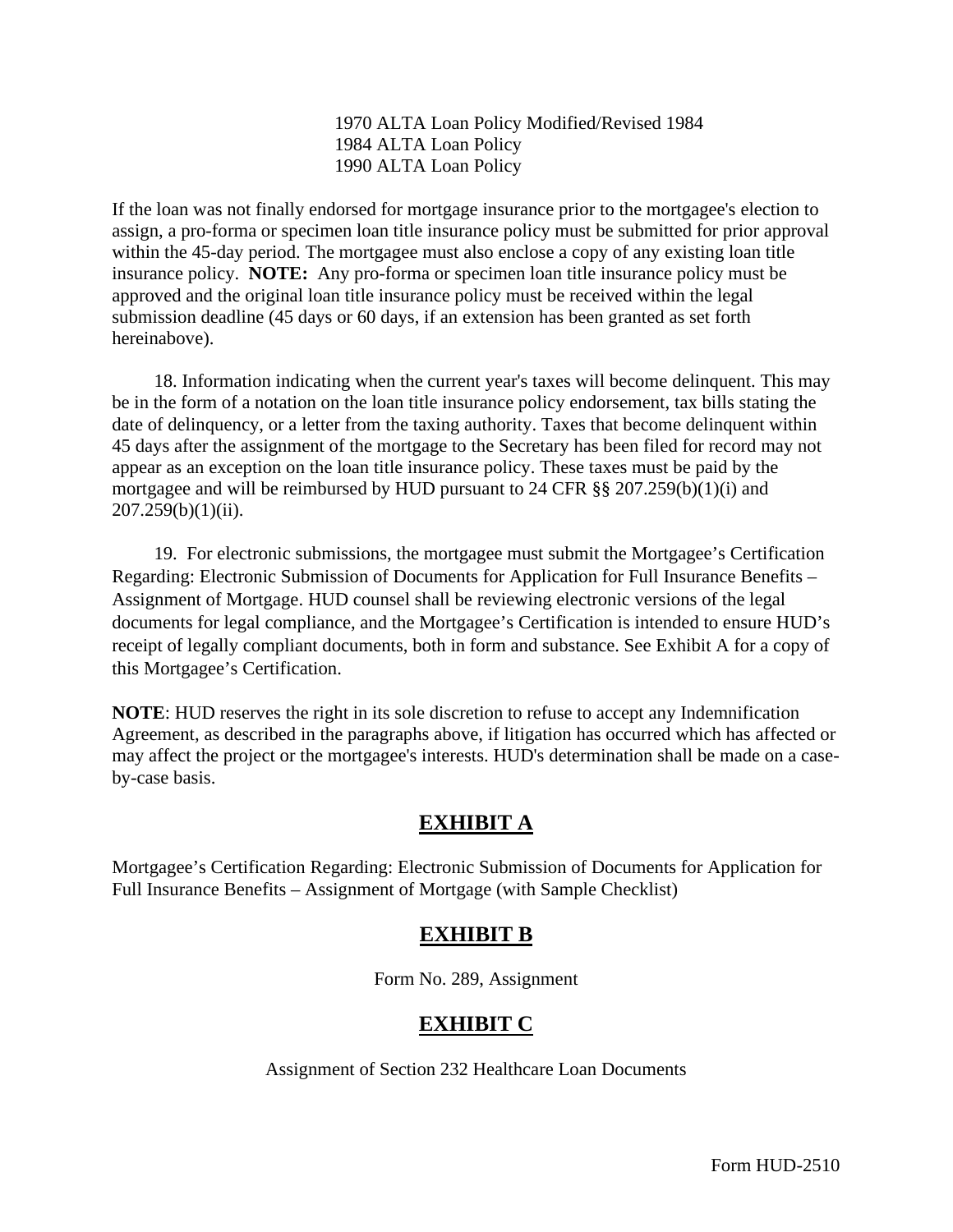1970 ALTA Loan Policy Modified/Revised 1984
1984 ALTA Loan Policy
1990 ALTA Loan Policy

If the loan was not finally endorsed for mortgage insurance prior to the mortgagee's election to assign, a pro-forma or specimen loan title insurance policy must be submitted for prior approval within the 45-day period. The mortgagee must also enclose a copy of any existing loan title insurance policy. **NOTE:** Any pro-forma or specimen loan title insurance policy must be approved and the original loan title insurance policy must be received within the legal submission deadline (45 days or 60 days, if an extension has been granted as set forth hereinabove).

18. Information indicating when the current year's taxes will become delinquent. This may be in the form of a notation on the loan title insurance policy endorsement, tax bills stating the date of delinquency, or a letter from the taxing authority. Taxes that become delinquent within 45 days after the assignment of the mortgage to the Secretary has been filed for record may not appear as an exception on the loan title insurance policy. These taxes must be paid by the mortgagee and will be reimbursed by HUD pursuant to 24 CFR §§ 207.259(b)(1)(i) and 207.259(b)(1)(ii).

19. For electronic submissions, the mortgagee must submit the Mortgagee's Certification Regarding: Electronic Submission of Documents for Application for Full Insurance Benefits – Assignment of Mortgage. HUD counsel shall be reviewing electronic versions of the legal documents for legal compliance, and the Mortgagee's Certification is intended to ensure HUD's receipt of legally compliant documents, both in form and substance. See Exhibit A for a copy of this Mortgagee's Certification.

**NOTE**: HUD reserves the right in its sole discretion to refuse to accept any Indemnification Agreement, as described in the paragraphs above, if litigation has occurred which has affected or may affect the project or the mortgagee's interests. HUD's determination shall be made on a case-by-case basis.

## EXHIBIT A

Mortgagee's Certification Regarding: Electronic Submission of Documents for Application for Full Insurance Benefits – Assignment of Mortgage (with Sample Checklist)

## EXHIBIT B

Form No. 289, Assignment

## EXHIBIT C

Assignment of Section 232 Healthcare Loan Documents

Form HUD-2510